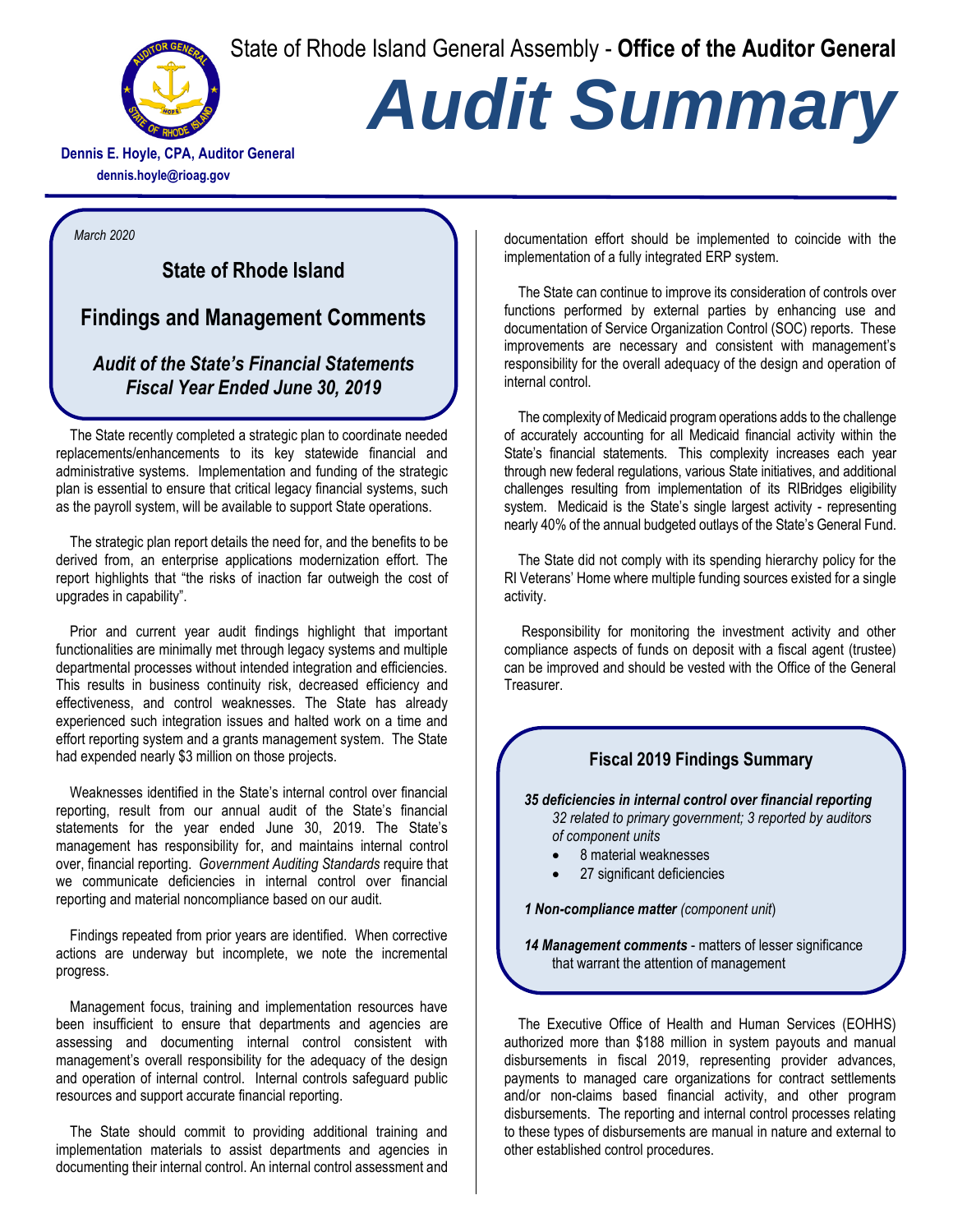State of Rhode Island General Assembly - **Office of the Auditor General**

# *Audit Summary*

**Dennis E. Hoyle, CPA, Auditor General**
**dennis.hoyle@rioag.gov**

*March 2020*

## State of Rhode Island

## Findings and Management Comments

### *Audit of the State's Financial Statements Fiscal Year Ended June 30, 2019*

The State recently completed a strategic plan to coordinate needed replacements/enhancements to its key statewide financial and administrative systems. Implementation and funding of the strategic plan is essential to ensure that critical legacy financial systems, such as the payroll system, will be available to support State operations.

The strategic plan report details the need for, and the benefits to be derived from, an enterprise applications modernization effort. The report highlights that "the risks of inaction far outweigh the cost of upgrades in capability".

Prior and current year audit findings highlight that important functionalities are minimally met through legacy systems and multiple departmental processes without intended integration and efficiencies. This results in business continuity risk, decreased efficiency and effectiveness, and control weaknesses. The State has already experienced such integration issues and halted work on a time and effort reporting system and a grants management system. The State had expended nearly $3 million on those projects.

Weaknesses identified in the State's internal control over financial reporting, result from our annual audit of the State's financial statements for the year ended June 30, 2019. The State's management has responsibility for, and maintains internal control over, financial reporting. *Government Auditing Standards* require that we communicate deficiencies in internal control over financial reporting and material noncompliance based on our audit.

Findings repeated from prior years are identified. When corrective actions are underway but incomplete, we note the incremental progress.

Management focus, training and implementation resources have been insufficient to ensure that departments and agencies are assessing and documenting internal control consistent with management's overall responsibility for the adequacy of the design and operation of internal control. Internal controls safeguard public resources and support accurate financial reporting.

The State should commit to providing additional training and implementation materials to assist departments and agencies in documenting their internal control. An internal control assessment and documentation effort should be implemented to coincide with the implementation of a fully integrated ERP system.

The State can continue to improve its consideration of controls over functions performed by external parties by enhancing use and documentation of Service Organization Control (SOC) reports. These improvements are necessary and consistent with management's responsibility for the overall adequacy of the design and operation of internal control.

The complexity of Medicaid program operations adds to the challenge of accurately accounting for all Medicaid financial activity within the State's financial statements. This complexity increases each year through new federal regulations, various State initiatives, and additional challenges resulting from implementation of its RIBridges eligibility system. Medicaid is the State's single largest activity - representing nearly 40% of the annual budgeted outlays of the State's General Fund.

The State did not comply with its spending hierarchy policy for the RI Veterans' Home where multiple funding sources existed for a single activity.

Responsibility for monitoring the investment activity and other compliance aspects of funds on deposit with a fiscal agent (trustee) can be improved and should be vested with the Office of the General Treasurer.

### Fiscal 2019 Findings Summary

***35 deficiencies in internal control over financial reporting***
*32 related to primary government; 3 reported by auditors of component units*

- 8 material weaknesses
- 27 significant deficiencies

***1 Non-compliance matter*** *(component unit)*

***14 Management comments*** - matters of lesser significance that warrant the attention of management

The Executive Office of Health and Human Services (EOHHS) authorized more than $188 million in system payouts and manual disbursements in fiscal 2019, representing provider advances, payments to managed care organizations for contract settlements and/or non-claims based financial activity, and other program disbursements. The reporting and internal control processes relating to these types of disbursements are manual in nature and external to other established control procedures.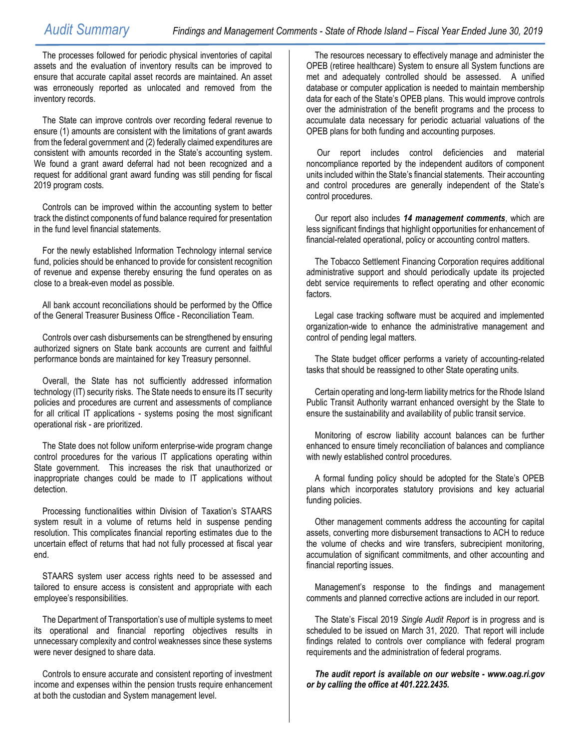The processes followed for periodic physical inventories of capital assets and the evaluation of inventory results can be improved to ensure that accurate capital asset records are maintained. An asset was erroneously reported as unlocated and removed from the inventory records.

The State can improve controls over recording federal revenue to ensure (1) amounts are consistent with the limitations of grant awards from the federal government and (2) federally claimed expenditures are consistent with amounts recorded in the State's accounting system. We found a grant award deferral had not been recognized and a request for additional grant award funding was still pending for fiscal 2019 program costs.

Controls can be improved within the accounting system to better track the distinct components of fund balance required for presentation in the fund level financial statements.

For the newly established Information Technology internal service fund, policies should be enhanced to provide for consistent recognition of revenue and expense thereby ensuring the fund operates on as close to a break-even model as possible.

All bank account reconciliations should be performed by the Office of the General Treasurer Business Office - Reconciliation Team.

Controls over cash disbursements can be strengthened by ensuring authorized signers on State bank accounts are current and faithful performance bonds are maintained for key Treasury personnel.

Overall, the State has not sufficiently addressed information technology (IT) security risks. The State needs to ensure its IT security policies and procedures are current and assessments of compliance for all critical IT applications - systems posing the most significant operational risk - are prioritized.

The State does not follow uniform enterprise-wide program change control procedures for the various IT applications operating within State government. This increases the risk that unauthorized or inappropriate changes could be made to IT applications without detection.

Processing functionalities within Division of Taxation's STAARS system result in a volume of returns held in suspense pending resolution. This complicates financial reporting estimates due to the uncertain effect of returns that had not fully processed at fiscal year end.

STAARS system user access rights need to be assessed and tailored to ensure access is consistent and appropriate with each employee's responsibilities.

The Department of Transportation's use of multiple systems to meet its operational and financial reporting objectives results in unnecessary complexity and control weaknesses since these systems were never designed to share data.

Controls to ensure accurate and consistent reporting of investment income and expenses within the pension trusts require enhancement at both the custodian and System management level.

The resources necessary to effectively manage and administer the OPEB (retiree healthcare) System to ensure all System functions are met and adequately controlled should be assessed. A unified database or computer application is needed to maintain membership data for each of the State's OPEB plans. This would improve controls over the administration of the benefit programs and the process to accumulate data necessary for periodic actuarial valuations of the OPEB plans for both funding and accounting purposes.

Our report includes control deficiencies and material noncompliance reported by the independent auditors of component units included within the State's financial statements. Their accounting and control procedures are generally independent of the State's control procedures.

Our report also includes ***14 management comments***, which are less significant findings that highlight opportunities for enhancement of financial-related operational, policy or accounting control matters.

The Tobacco Settlement Financing Corporation requires additional administrative support and should periodically update its projected debt service requirements to reflect operating and other economic factors.

Legal case tracking software must be acquired and implemented organization-wide to enhance the administrative management and control of pending legal matters.

The State budget officer performs a variety of accounting-related tasks that should be reassigned to other State operating units.

Certain operating and long-term liability metrics for the Rhode Island Public Transit Authority warrant enhanced oversight by the State to ensure the sustainability and availability of public transit service.

Monitoring of escrow liability account balances can be further enhanced to ensure timely reconciliation of balances and compliance with newly established control procedures.

A formal funding policy should be adopted for the State's OPEB plans which incorporates statutory provisions and key actuarial funding policies.

Other management comments address the accounting for capital assets, converting more disbursement transactions to ACH to reduce the volume of checks and wire transfers, subrecipient monitoring, accumulation of significant commitments, and other accounting and financial reporting issues.

Management's response to the findings and management comments and planned corrective actions are included in our report.

The State's Fiscal 2019 *Single Audit Report* is in progress and is scheduled to be issued on March 31, 2020. That report will include findings related to controls over compliance with federal program requirements and the administration of federal programs.

***The audit report is available on our website - www.oag.ri.gov or by calling the office at 401.222.2435.***